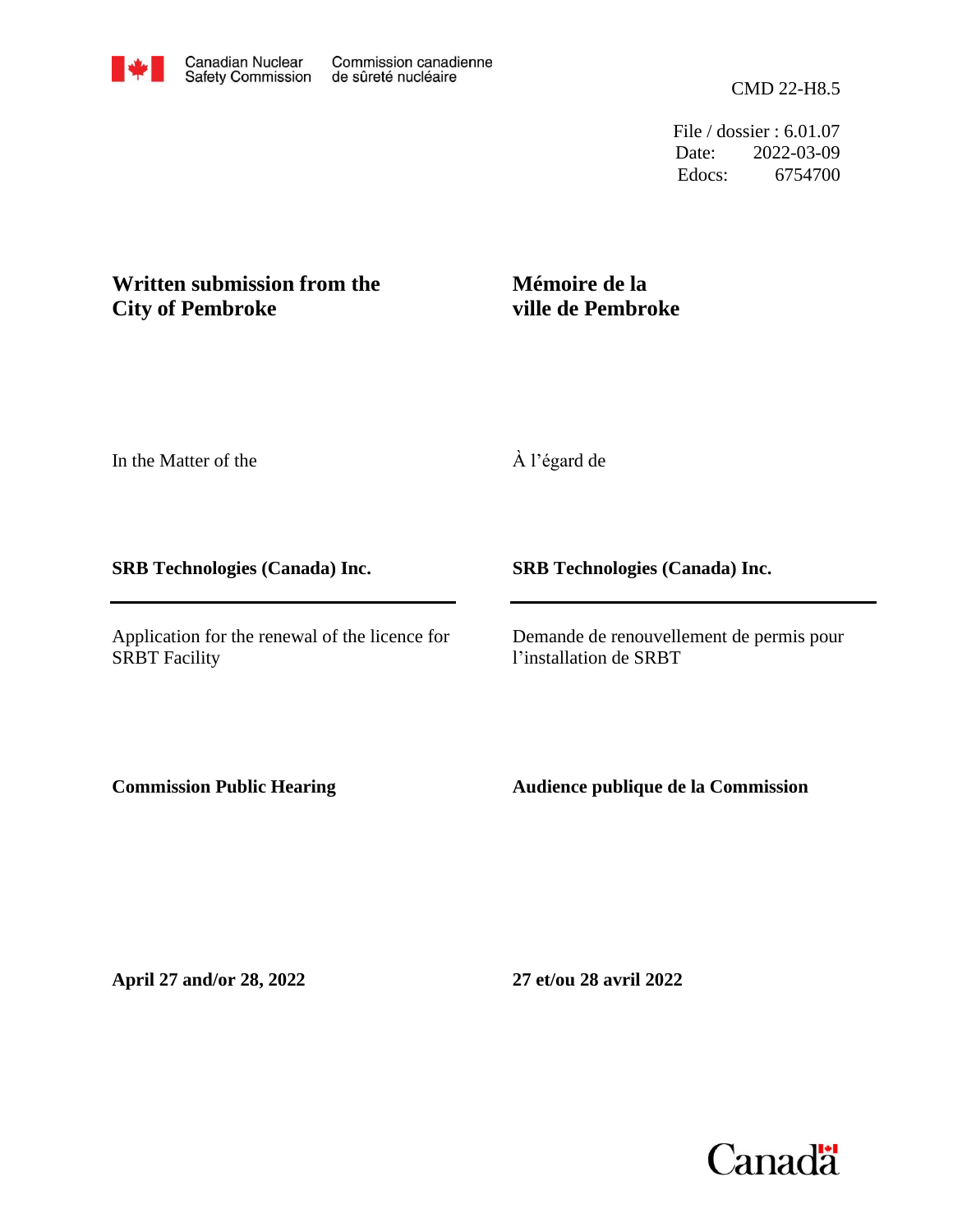Canadian Nuclear Safety Commission / Commission canadienne de sûreté nucléaire

CMD 22-H8.5

File / dossier : 6.01.07
Date: 2022-03-09
Edocs: 6754700

## Written submission from the City of Pembroke

## Mémoire de la ville de Pembroke

In the Matter of the

À l'égard de

**SRB Technologies (Canada) Inc.**

**SRB Technologies (Canada) Inc.**

Application for the renewal of the licence for SRBT Facility

Demande de renouvellement de permis pour l'installation de SRBT

**Commission Public Hearing**

**Audience publique de la Commission**

**April 27 and/or 28, 2022**

**27 et/ou 28 avril 2022**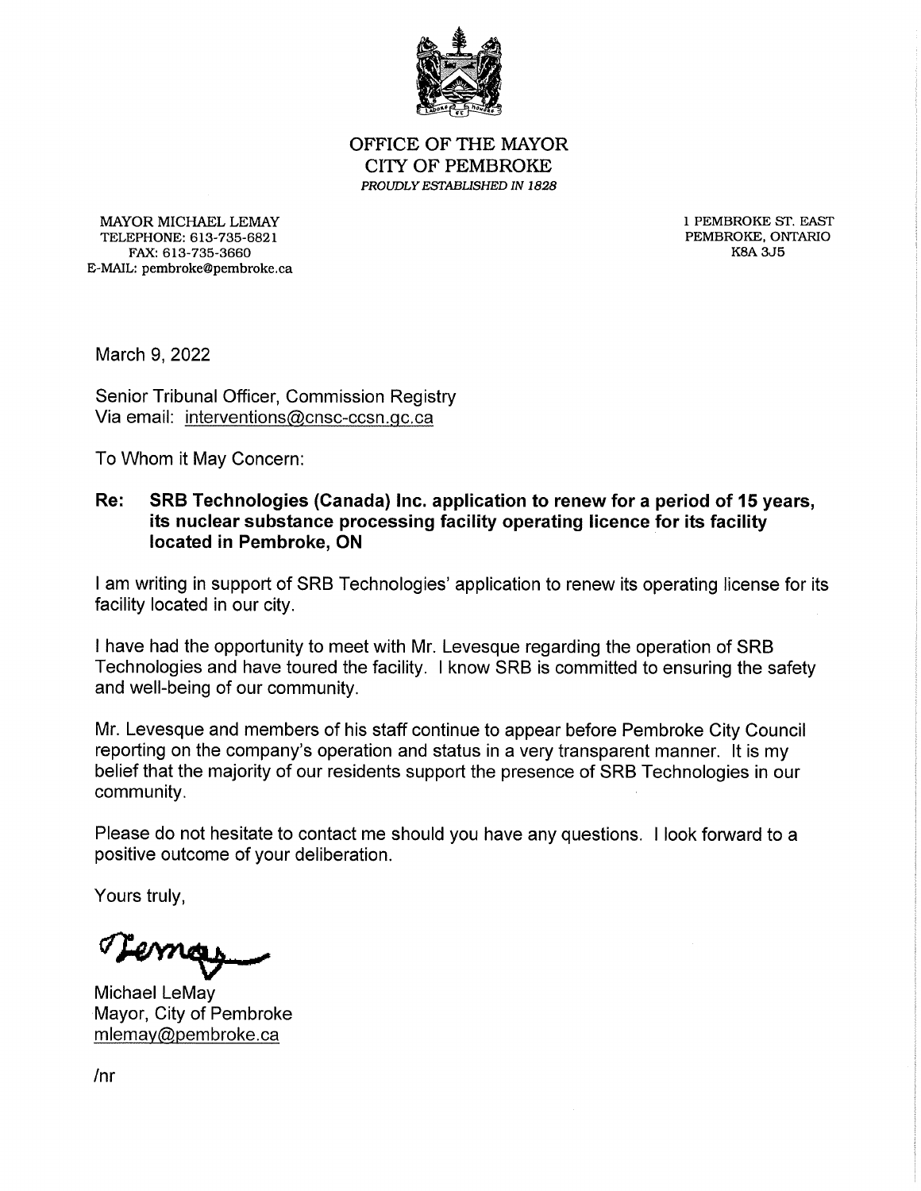OFFICE OF THE MAYOR
CITY OF PEMBROKE
*PROUDLY ESTABLISHED IN 1828*

MAYOR MICHAEL LEMAY
TELEPHONE: 613-735-6821
FAX: 613-735-3660
E-MAIL: pembroke@pembroke.ca

1 PEMBROKE ST. EAST
PEMBROKE, ONTARIO
K8A 3J5

March 9, 2022

Senior Tribunal Officer, Commission Registry
Via email: interventions@cnsc-ccsn.gc.ca

To Whom it May Concern:

**Re: SRB Technologies (Canada) Inc. application to renew for a period of 15 years, its nuclear substance processing facility operating licence for its facility located in Pembroke, ON**

I am writing in support of SRB Technologies' application to renew its operating license for its facility located in our city.

I have had the opportunity to meet with Mr. Levesque regarding the operation of SRB Technologies and have toured the facility. I know SRB is committed to ensuring the safety and well-being of our community.

Mr. Levesque and members of his staff continue to appear before Pembroke City Council reporting on the company's operation and status in a very transparent manner. It is my belief that the majority of our residents support the presence of SRB Technologies in our community.

Please do not hesitate to contact me should you have any questions. I look forward to a positive outcome of your deliberation.

Yours truly,

Michael LeMay
Mayor, City of Pembroke
mlemay@pembroke.ca

/nr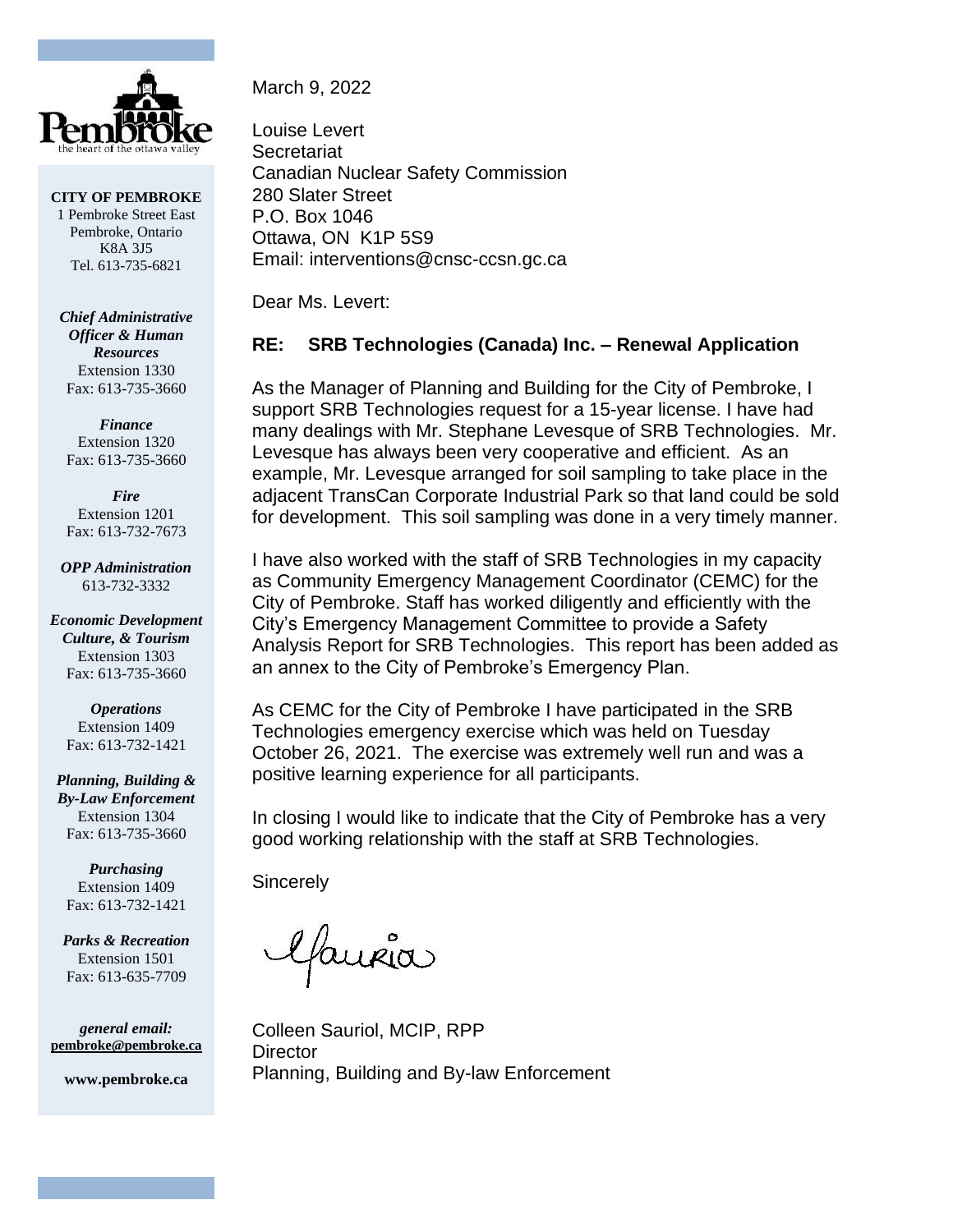**CITY OF PEMBROKE**
1 Pembroke Street East
Pembroke, Ontario
K8A 3J5
Tel. 613-735-6821

***Chief Administrative Officer & Human Resources***
Extension 1330
Fax: 613-735-3660

***Finance***
Extension 1320
Fax: 613-735-3660

***Fire***
Extension 1201
Fax: 613-732-7673

***OPP Administration***
613-732-3332

***Economic Development Culture, & Tourism***
Extension 1303
Fax: 613-735-3660

***Operations***
Extension 1409
Fax: 613-732-1421

***Planning, Building & By-Law Enforcement***
Extension 1304
Fax: 613-735-3660

***Purchasing***
Extension 1409
Fax: 613-732-1421

***Parks & Recreation***
Extension 1501
Fax: 613-635-7709

***general email:***
**pembroke@pembroke.ca**

**www.pembroke.ca**

March 9, 2022

Louise Levert
Secretariat
Canadian Nuclear Safety Commission
280 Slater Street
P.O. Box 1046
Ottawa, ON K1P 5S9
Email: interventions@cnsc-ccsn.gc.ca

Dear Ms. Levert:

**RE: SRB Technologies (Canada) Inc. – Renewal Application**

As the Manager of Planning and Building for the City of Pembroke, I support SRB Technologies request for a 15-year license. I have had many dealings with Mr. Stephane Levesque of SRB Technologies. Mr. Levesque has always been very cooperative and efficient. As an example, Mr. Levesque arranged for soil sampling to take place in the adjacent TransCan Corporate Industrial Park so that land could be sold for development. This soil sampling was done in a very timely manner.

I have also worked with the staff of SRB Technologies in my capacity as Community Emergency Management Coordinator (CEMC) for the City of Pembroke. Staff has worked diligently and efficiently with the City's Emergency Management Committee to provide a Safety Analysis Report for SRB Technologies. This report has been added as an annex to the City of Pembroke's Emergency Plan.

As CEMC for the City of Pembroke I have participated in the SRB Technologies emergency exercise which was held on Tuesday October 26, 2021. The exercise was extremely well run and was a positive learning experience for all participants.

In closing I would like to indicate that the City of Pembroke has a very good working relationship with the staff at SRB Technologies.

Sincerely

Colleen Sauriol, MCIP, RPP
Director
Planning, Building and By-law Enforcement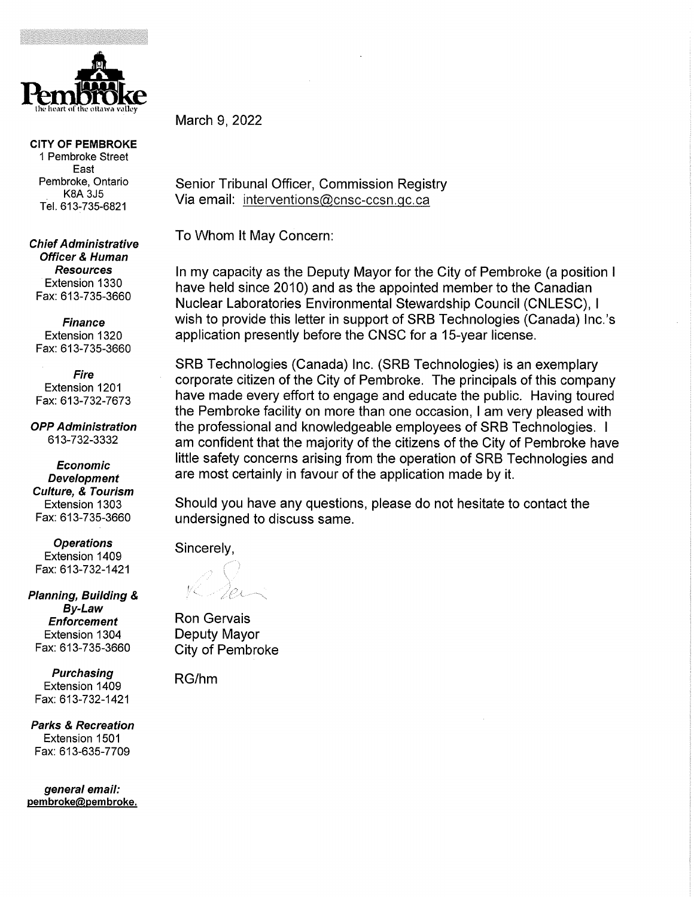Pembroke
the heart of the ottawa valley

**CITY OF PEMBROKE**
1 Pembroke Street East
Pembroke, Ontario
K8A 3J5
Tel. 613-735-6821

***Chief Administrative Officer & Human Resources***
Extension 1330
Fax: 613-735-3660

***Finance***
Extension 1320
Fax: 613-735-3660

***Fire***
Extension 1201
Fax: 613-732-7673

***OPP Administration***
613-732-3332

***Economic Development Culture, & Tourism***
Extension 1303
Fax: 613-735-3660

***Operations***
Extension 1409
Fax: 613-732-1421

***Planning, Building & By-Law Enforcement***
Extension 1304
Fax: 613-735-3660

***Purchasing***
Extension 1409
Fax: 613-732-1421

***Parks & Recreation***
Extension 1501
Fax: 613-635-7709

***general email:***
**pembroke@pembroke.**

March 9, 2022

Senior Tribunal Officer, Commission Registry
Via email: interventions@cnsc-ccsn.gc.ca

To Whom It May Concern:

In my capacity as the Deputy Mayor for the City of Pembroke (a position I have held since 2010) and as the appointed member to the Canadian Nuclear Laboratories Environmental Stewardship Council (CNLESC), I wish to provide this letter in support of SRB Technologies (Canada) Inc.'s application presently before the CNSC for a 15-year license.

SRB Technologies (Canada) Inc. (SRB Technologies) is an exemplary corporate citizen of the City of Pembroke. The principals of this company have made every effort to engage and educate the public. Having toured the Pembroke facility on more than one occasion, I am very pleased with the professional and knowledgeable employees of SRB Technologies. I am confident that the majority of the citizens of the City of Pembroke have little safety concerns arising from the operation of SRB Technologies and are most certainly in favour of the application made by it.

Should you have any questions, please do not hesitate to contact the undersigned to discuss same.

Sincerely,

Ron Gervais
Deputy Mayor
City of Pembroke

RG/hm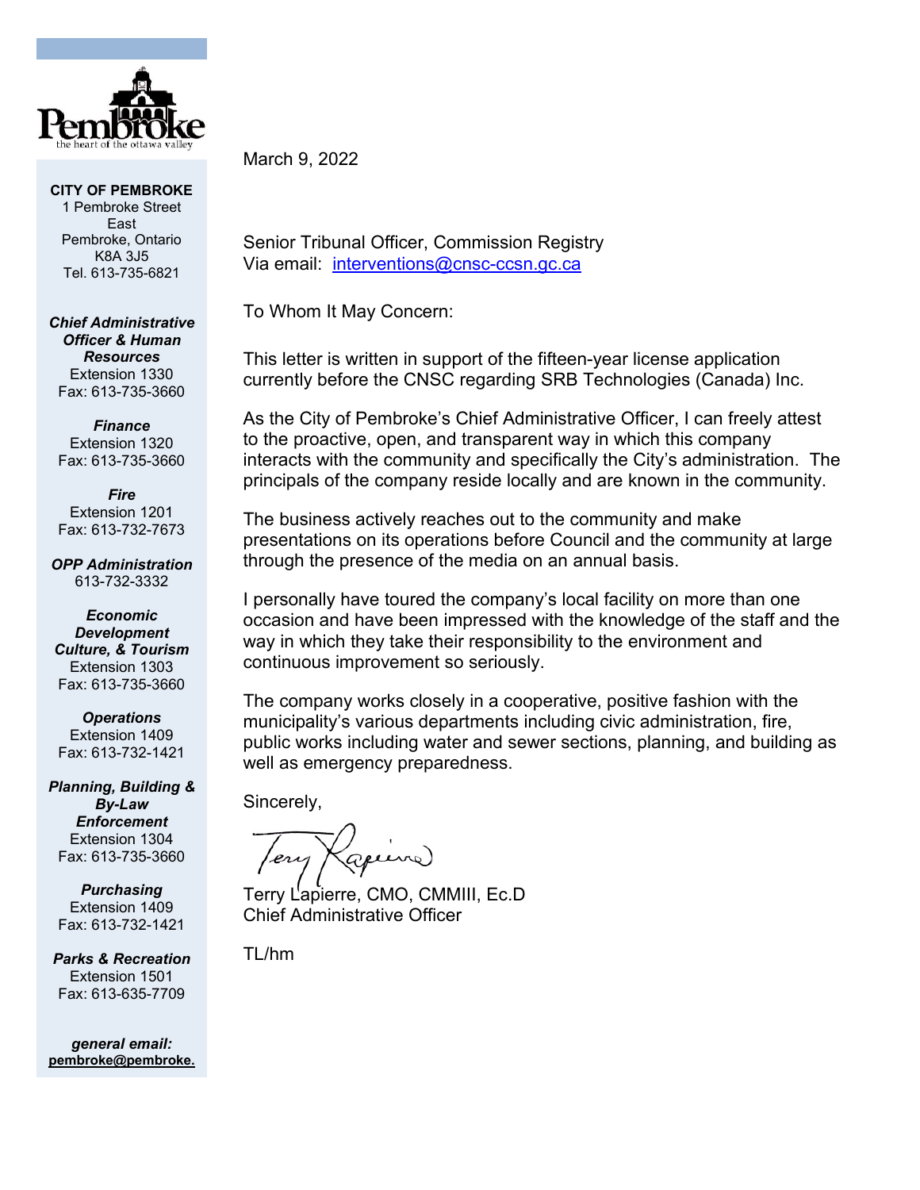Pembroke
the heart of the ottawa valley

**CITY OF PEMBROKE**
1 Pembroke Street East
Pembroke, Ontario
K8A 3J5
Tel. 613-735-6821

***Chief Administrative Officer & Human Resources***
Extension 1330
Fax: 613-735-3660

***Finance***
Extension 1320
Fax: 613-735-3660

***Fire***
Extension 1201
Fax: 613-732-7673

***OPP Administration***
613-732-3332

***Economic Development Culture, & Tourism***
Extension 1303
Fax: 613-735-3660

***Operations***
Extension 1409
Fax: 613-732-1421

***Planning, Building & By-Law Enforcement***
Extension 1304
Fax: 613-735-3660

***Purchasing***
Extension 1409
Fax: 613-732-1421

***Parks & Recreation***
Extension 1501
Fax: 613-635-7709

***general email:***
**pembroke@pembroke.**

March 9, 2022

Senior Tribunal Officer, Commission Registry
Via email: interventions@cnsc-ccsn.gc.ca

To Whom It May Concern:

This letter is written in support of the fifteen-year license application currently before the CNSC regarding SRB Technologies (Canada) Inc.

As the City of Pembroke's Chief Administrative Officer, I can freely attest to the proactive, open, and transparent way in which this company interacts with the community and specifically the City's administration. The principals of the company reside locally and are known in the community.

The business actively reaches out to the community and make presentations on its operations before Council and the community at large through the presence of the media on an annual basis.

I personally have toured the company's local facility on more than one occasion and have been impressed with the knowledge of the staff and the way in which they take their responsibility to the environment and continuous improvement so seriously.

The company works closely in a cooperative, positive fashion with the municipality's various departments including civic administration, fire, public works including water and sewer sections, planning, and building as well as emergency preparedness.

Sincerely,

Terry Lapierre, CMO, CMMIII, Ec.D
Chief Administrative Officer

TL/hm